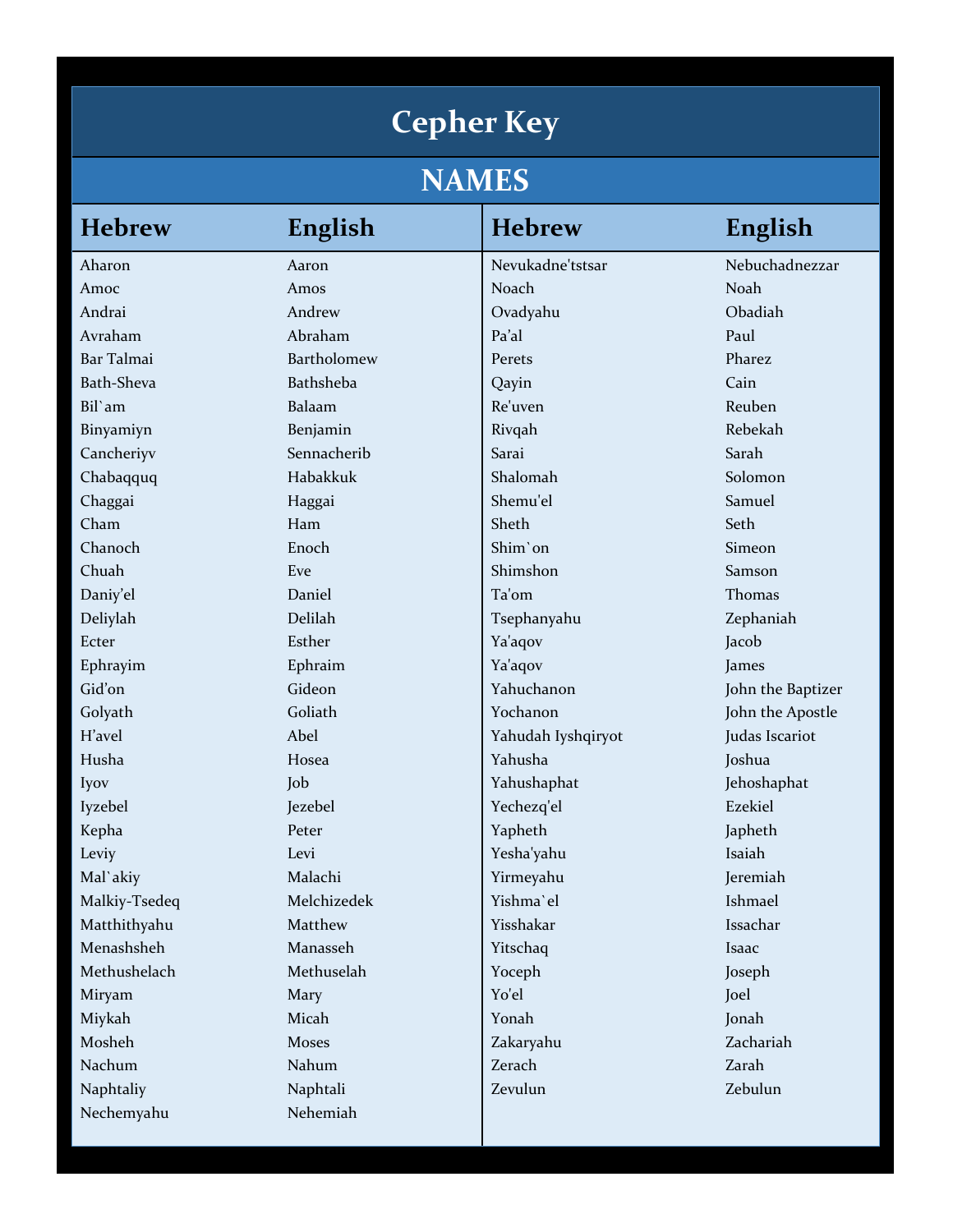# Cepher Key

## NAMES

| Hebrew | English | Hebrew | English |
|---|---|---|---|
| Aharon | Aaron | Nevukadne'tstsar | Nebuchadnezzar |
| Amoc | Amos | Noach | Noah |
| Andrai | Andrew | Ovadyahu | Obadiah |
| Avraham | Abraham | Pa'al | Paul |
| Bar Talmai | Bartholomew | Perets | Pharez |
| Bath-Sheva | Bathsheba | Qayin | Cain |
| Bil`am | Balaam | Re'uven | Reuben |
| Binyamiyn | Benjamin | Rivqah | Rebekah |
| Cancheriyv | Sennacherib | Sarai | Sarah |
| Chabaqquq | Habakkuk | Shalomah | Solomon |
| Chaggai | Haggai | Shemu'el | Samuel |
| Cham | Ham | Sheth | Seth |
| Chanoch | Enoch | Shim`on | Simeon |
| Chuah | Eve | Shimshon | Samson |
| Daniy'el | Daniel | Ta'om | Thomas |
| Deliylah | Delilah | Tsephanyahu | Zephaniah |
| Ecter | Esther | Ya'aqov | Jacob |
| Ephrayim | Ephraim | Ya'aqov | James |
| Gid'on | Gideon | Yahuchanon | John the Baptizer |
| Golyath | Goliath | Yochanon | John the Apostle |
| H'avel | Abel | Yahudah Iyshqiryot | Judas Iscariot |
| Husha | Hosea | Yahusha | Joshua |
| Iyov | Job | Yahushaphat | Jehoshaphat |
| Iyzebel | Jezebel | Yechezq'el | Ezekiel |
| Kepha | Peter | Yapheth | Japheth |
| Leviy | Levi | Yesha'yahu | Isaiah |
| Mal`akiy | Malachi | Yirmeyahu | Jeremiah |
| Malkiy-Tsedeq | Melchizedek | Yishma`el | Ishmael |
| Matthithyahu | Matthew | Yisshakar | Issachar |
| Menashsheh | Manasseh | Yitschaq | Isaac |
| Methushelach | Methuselah | Yoceph | Joseph |
| Miryam | Mary | Yo'el | Joel |
| Miykah | Micah | Yonah | Jonah |
| Mosheh | Moses | Zakaryahu | Zachariah |
| Nachum | Nahum | Zerach | Zarah |
| Naphtaliy | Naphtali | Zevulun | Zebulun |
| Nechemyahu | Nehemiah | | |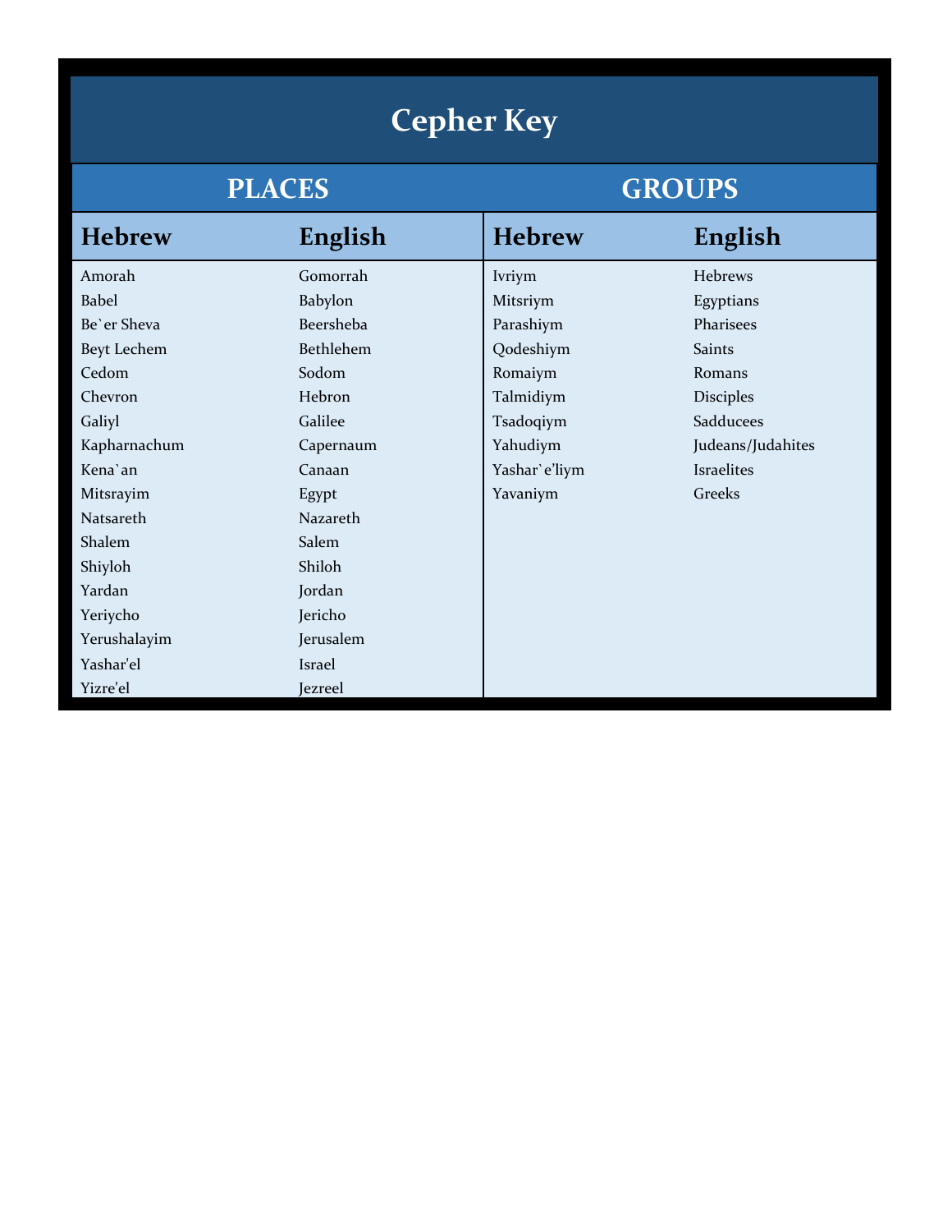# Cepher Key

| PLACES | | GROUPS | |
|---|---|---|---|
| **Hebrew** | **English** | **Hebrew** | **English** |
| Amorah | Gomorrah | Ivriym | Hebrews |
| Babel | Babylon | Mitsriym | Egyptians |
| Be`er Sheva | Beersheba | Parashiym | Pharisees |
| Beyt Lechem | Bethlehem | Qodeshiym | Saints |
| Cedom | Sodom | Romaiym | Romans |
| Chevron | Hebron | Talmidiym | Disciples |
| Galiyl | Galilee | Tsadoqiym | Sadducees |
| Kapharnachum | Capernaum | Yahudiym | Judeans/Judahites |
| Kena`an | Canaan | Yashar`e'liym | Israelites |
| Mitsrayim | Egypt | Yavaniym | Greeks |
| Natsareth | Nazareth | | |
| Shalem | Salem | | |
| Shiyloh | Shiloh | | |
| Yardan | Jordan | | |
| Yeriycho | Jericho | | |
| Yerushalayim | Jerusalem | | |
| Yashar'el | Israel | | |
| Yizre'el | Jezreel | | |